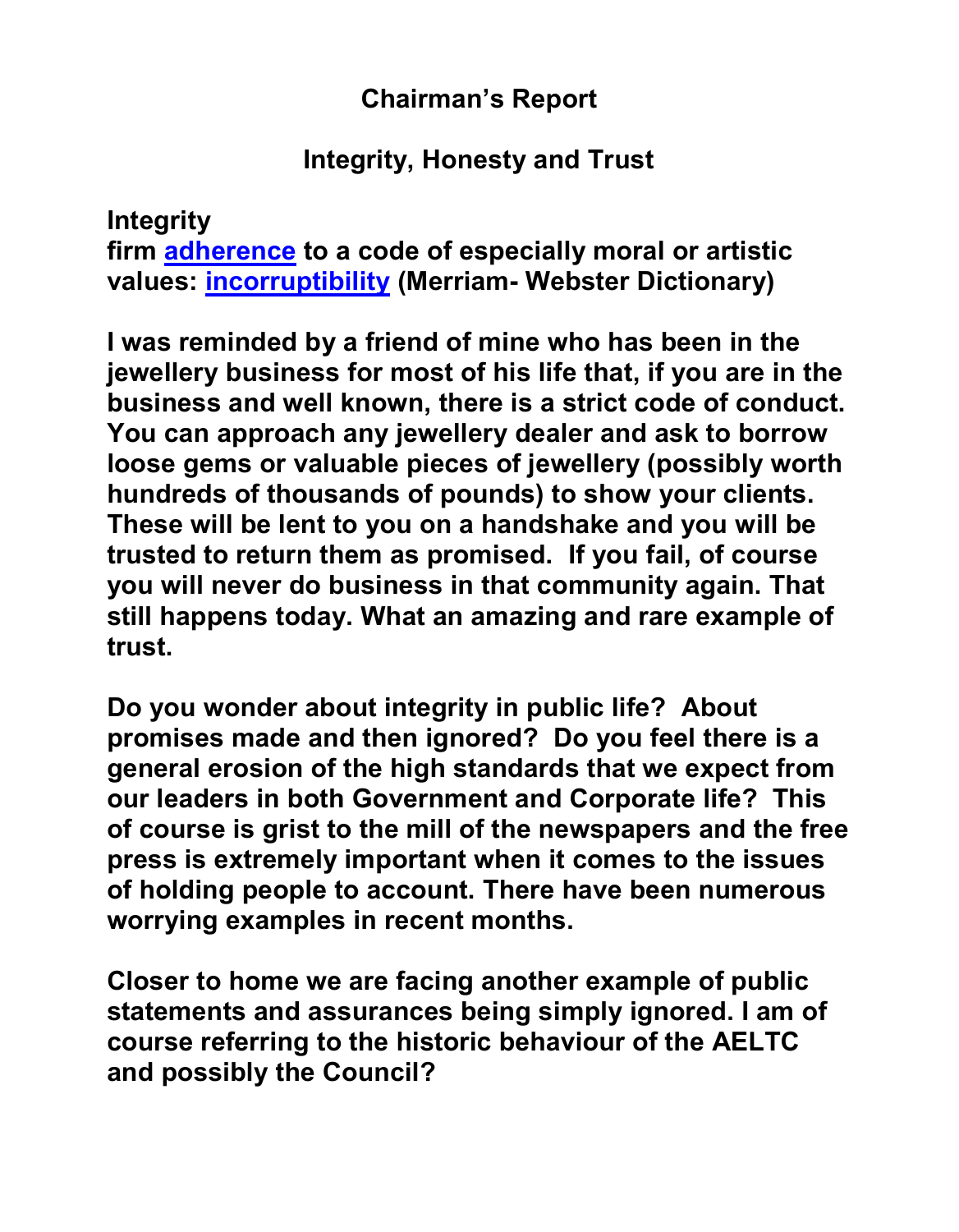# Chairman's Report

## Integrity, Honesty and Trust

**Integrity**
**firm adherence to a code of especially moral or artistic values: incorruptibility (Merriam- Webster Dictionary)**

**I was reminded by a friend of mine who has been in the jewellery business for most of his life that, if you are in the business and well known, there is a strict code of conduct. You can approach any jewellery dealer and ask to borrow loose gems or valuable pieces of jewellery (possibly worth hundreds of thousands of pounds) to show your clients. These will be lent to you on a handshake and you will be trusted to return them as promised. If you fail, of course you will never do business in that community again. That still happens today. What an amazing and rare example of trust.**

**Do you wonder about integrity in public life? About promises made and then ignored? Do you feel there is a general erosion of the high standards that we expect from our leaders in both Government and Corporate life? This of course is grist to the mill of the newspapers and the free press is extremely important when it comes to the issues of holding people to account. There have been numerous worrying examples in recent months.**

**Closer to home we are facing another example of public statements and assurances being simply ignored. I am of course referring to the historic behaviour of the AELTC and possibly the Council?**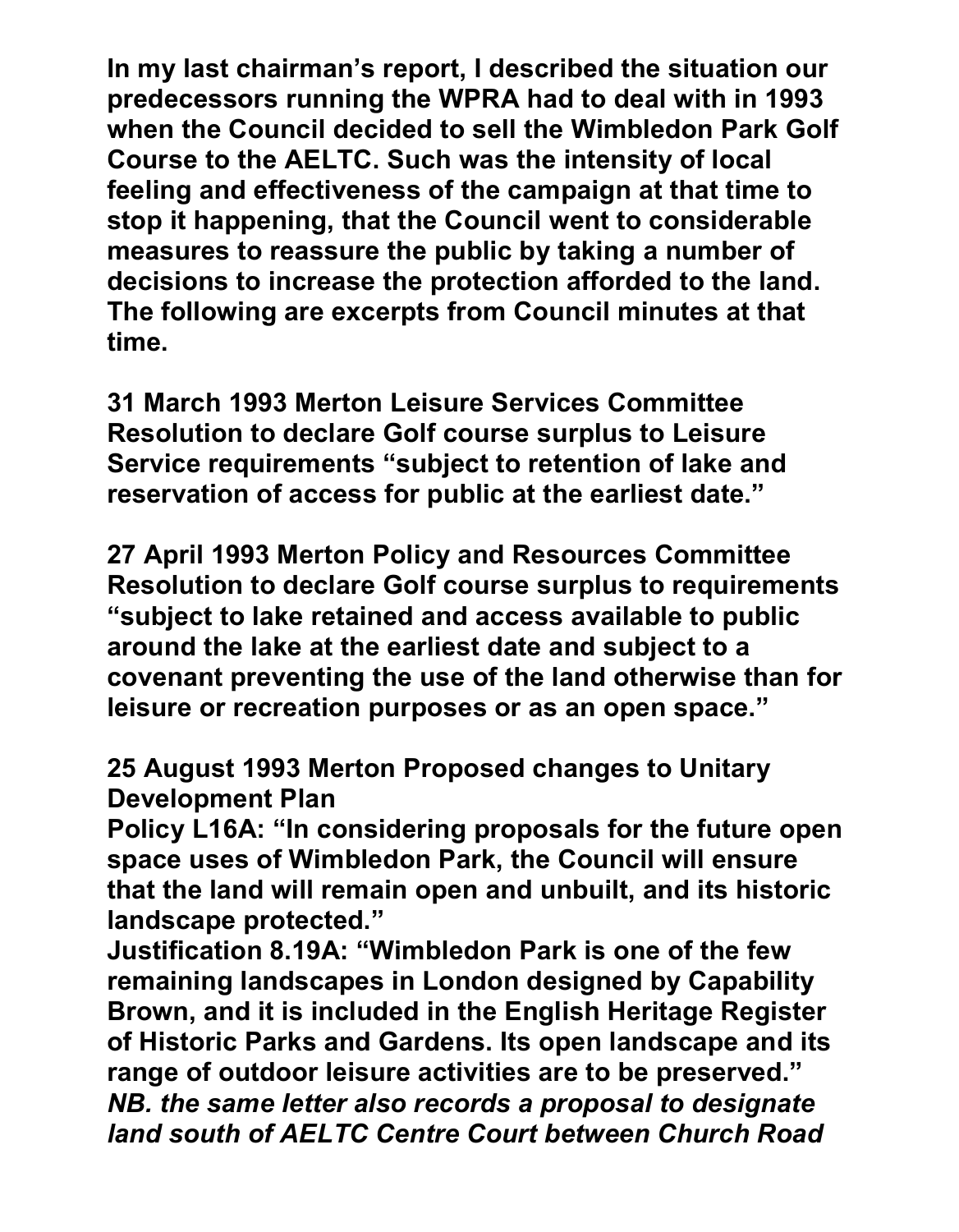**In my last chairman's report, I described the situation our predecessors running the WPRA had to deal with in 1993 when the Council decided to sell the Wimbledon Park Golf Course to the AELTC. Such was the intensity of local feeling and effectiveness of the campaign at that time to stop it happening, that the Council went to considerable measures to reassure the public by taking a number of decisions to increase the protection afforded to the land. The following are excerpts from Council minutes at that time.**

**31 March 1993 Merton Leisure Services Committee Resolution to declare Golf course surplus to Leisure Service requirements "subject to retention of lake and reservation of access for public at the earliest date."**

**27 April 1993 Merton Policy and Resources Committee Resolution to declare Golf course surplus to requirements "subject to lake retained and access available to public around the lake at the earliest date and subject to a covenant preventing the use of the land otherwise than for leisure or recreation purposes or as an open space."**

**25 August 1993 Merton Proposed changes to Unitary Development Plan**
**Policy L16A: "In considering proposals for the future open space uses of Wimbledon Park, the Council will ensure that the land will remain open and unbuilt, and its historic landscape protected."**
**Justification 8.19A: "Wimbledon Park is one of the few remaining landscapes in London designed by Capability Brown, and it is included in the English Heritage Register of Historic Parks and Gardens. Its open landscape and its range of outdoor leisure activities are to be preserved."**
***NB. the same letter also records a proposal to designate land south of AELTC Centre Court between Church Road***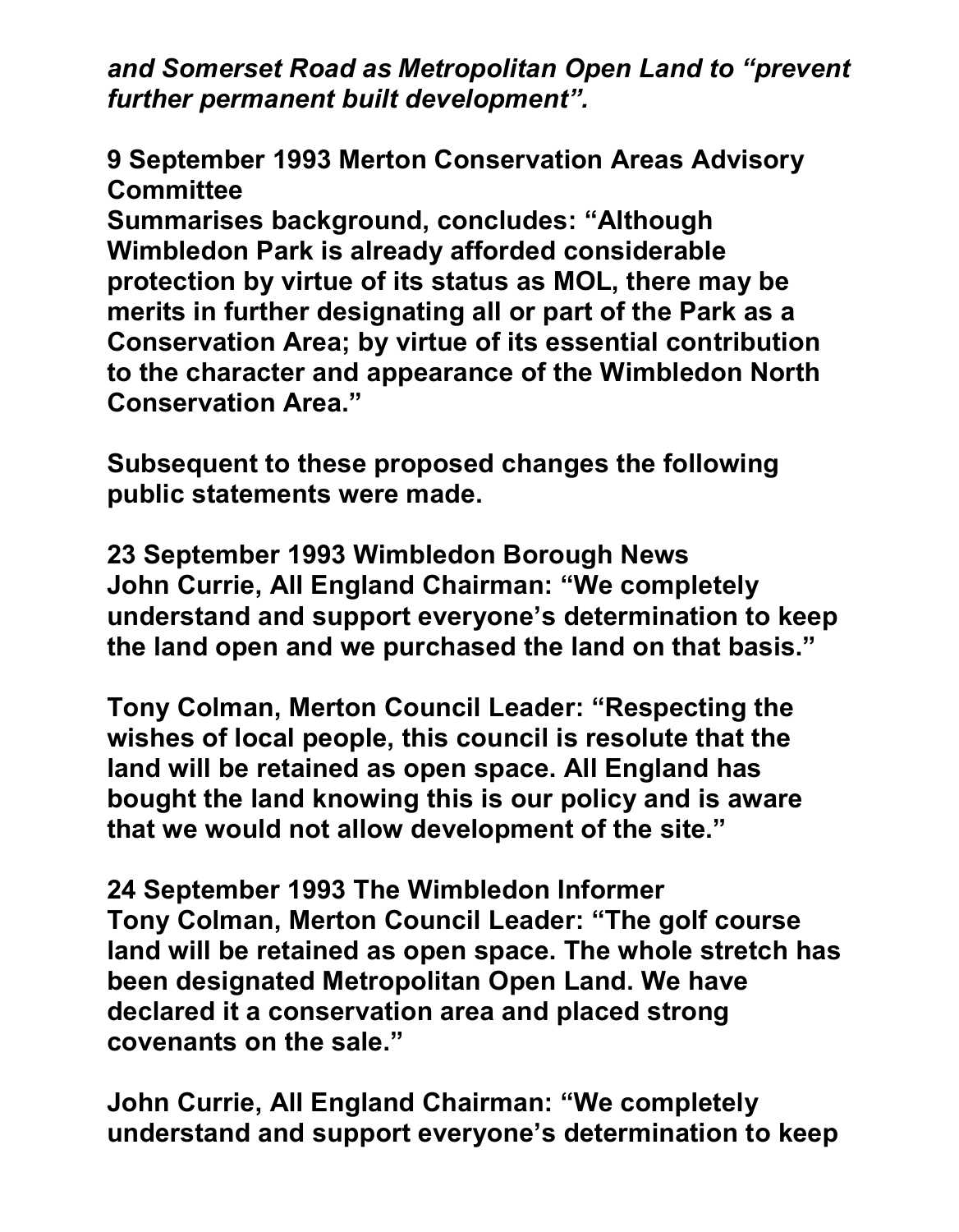***and Somerset Road as Metropolitan Open Land to "prevent further permanent built development".***

**9 September 1993 Merton Conservation Areas Advisory Committee**
**Summarises background, concludes: "Although Wimbledon Park is already afforded considerable protection by virtue of its status as MOL, there may be merits in further designating all or part of the Park as a Conservation Area; by virtue of its essential contribution to the character and appearance of the Wimbledon North Conservation Area."**

**Subsequent to these proposed changes the following public statements were made.**

**23 September 1993 Wimbledon Borough News**
**John Currie, All England Chairman: "We completely understand and support everyone's determination to keep the land open and we purchased the land on that basis."**

**Tony Colman, Merton Council Leader: "Respecting the wishes of local people, this council is resolute that the land will be retained as open space. All England has bought the land knowing this is our policy and is aware that we would not allow development of the site."**

**24 September 1993 The Wimbledon Informer**
**Tony Colman, Merton Council Leader: "The golf course land will be retained as open space. The whole stretch has been designated Metropolitan Open Land. We have declared it a conservation area and placed strong covenants on the sale."**

**John Currie, All England Chairman: "We completely understand and support everyone's determination to keep**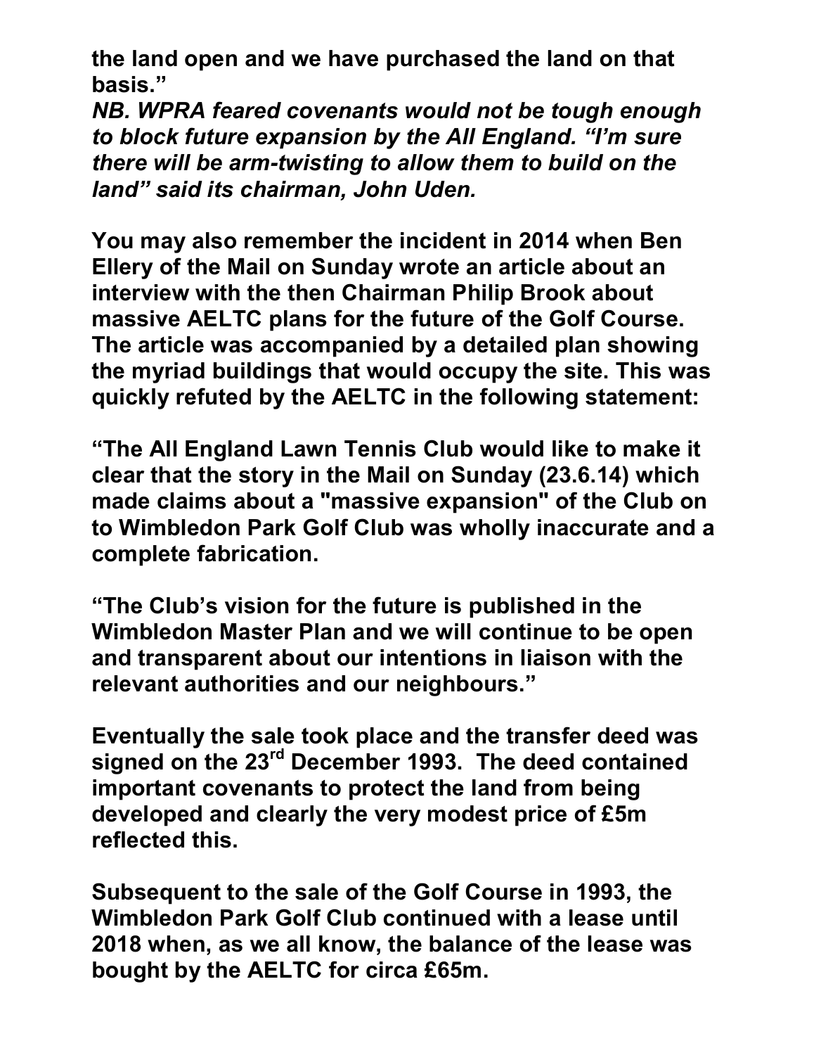**the land open and we have purchased the land on that basis."**

***NB. WPRA feared covenants would not be tough enough to block future expansion by the All England. "I'm sure there will be arm-twisting to allow them to build on the land" said its chairman, John Uden.***

**You may also remember the incident in 2014 when Ben Ellery of the Mail on Sunday wrote an article about an interview with the then Chairman Philip Brook about massive AELTC plans for the future of the Golf Course. The article was accompanied by a detailed plan showing the myriad buildings that would occupy the site. This was quickly refuted by the AELTC in the following statement:**

**"The All England Lawn Tennis Club would like to make it clear that the story in the Mail on Sunday (23.6.14) which made claims about a "massive expansion" of the Club on to Wimbledon Park Golf Club was wholly inaccurate and a complete fabrication.**

**"The Club's vision for the future is published in the Wimbledon Master Plan and we will continue to be open and transparent about our intentions in liaison with the relevant authorities and our neighbours."**

**Eventually the sale took place and the transfer deed was signed on the 23rd December 1993. The deed contained important covenants to protect the land from being developed and clearly the very modest price of £5m reflected this.**

**Subsequent to the sale of the Golf Course in 1993, the Wimbledon Park Golf Club continued with a lease until 2018 when, as we all know, the balance of the lease was bought by the AELTC for circa £65m.**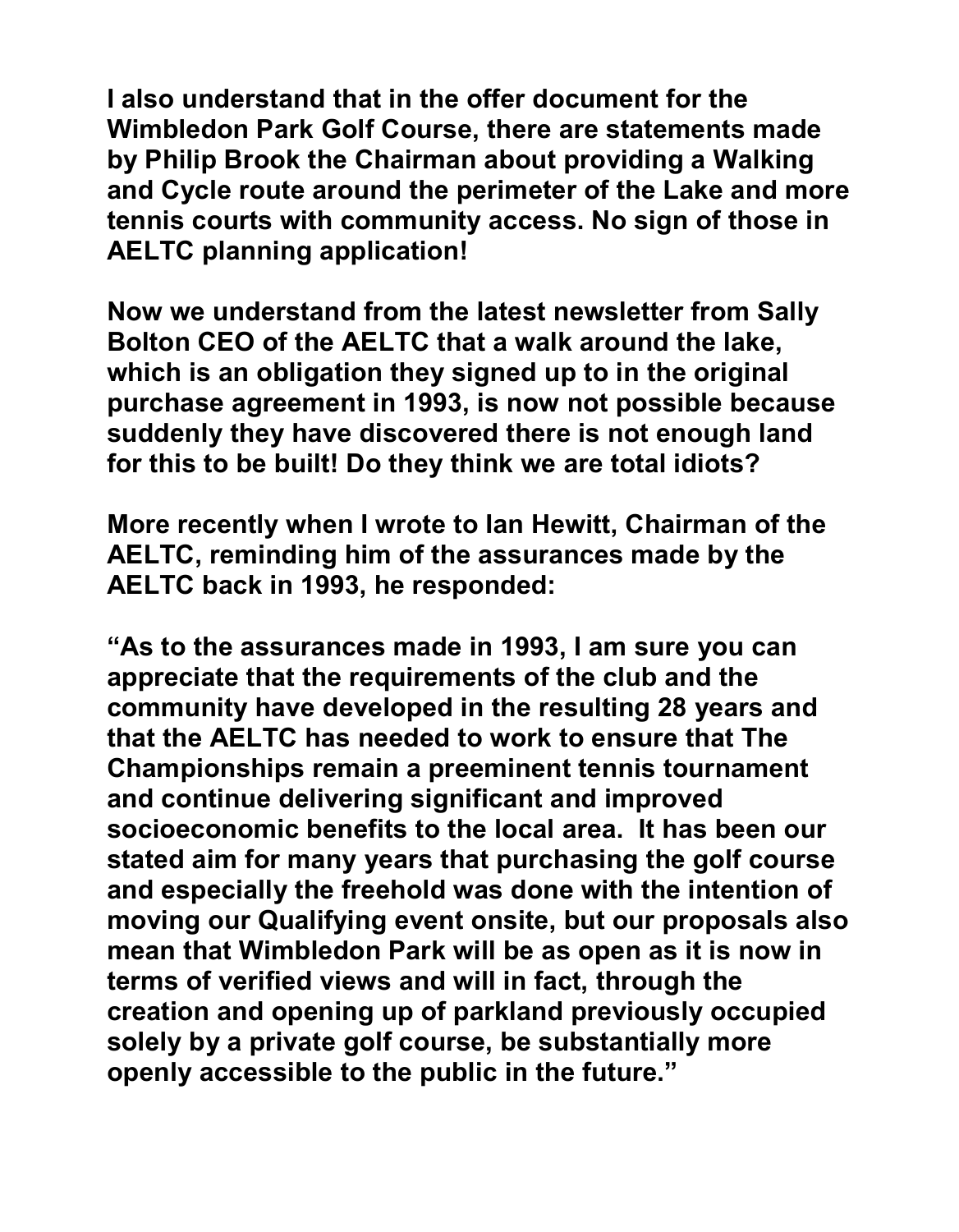**I also understand that in the offer document for the Wimbledon Park Golf Course, there are statements made by Philip Brook the Chairman about providing a Walking and Cycle route around the perimeter of the Lake and more tennis courts with community access. No sign of those in AELTC planning application!**

**Now we understand from the latest newsletter from Sally Bolton CEO of the AELTC that a walk around the lake, which is an obligation they signed up to in the original purchase agreement in 1993, is now not possible because suddenly they have discovered there is not enough land for this to be built! Do they think we are total idiots?**

**More recently when I wrote to Ian Hewitt, Chairman of the AELTC, reminding him of the assurances made by the AELTC back in 1993, he responded:**

**"As to the assurances made in 1993, I am sure you can appreciate that the requirements of the club and the community have developed in the resulting 28 years and that the AELTC has needed to work to ensure that The Championships remain a preeminent tennis tournament and continue delivering significant and improved socioeconomic benefits to the local area. It has been our stated aim for many years that purchasing the golf course and especially the freehold was done with the intention of moving our Qualifying event onsite, but our proposals also mean that Wimbledon Park will be as open as it is now in terms of verified views and will in fact, through the creation and opening up of parkland previously occupied solely by a private golf course, be substantially more openly accessible to the public in the future."**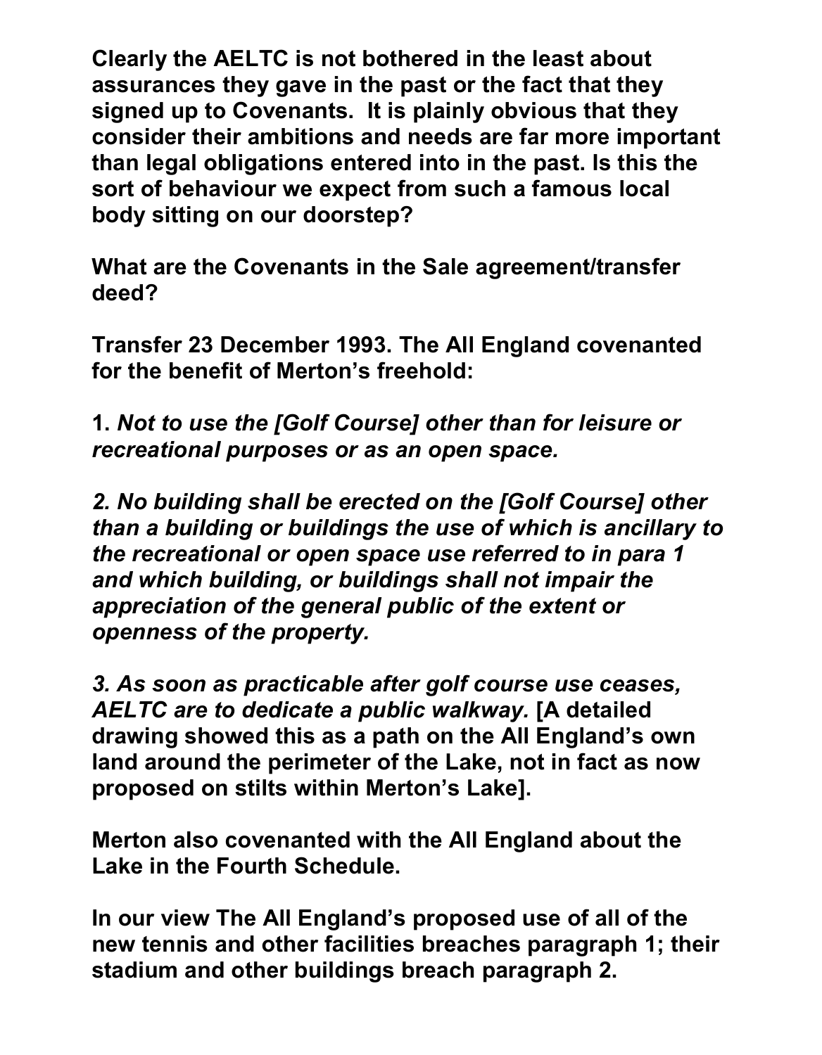**Clearly the AELTC is not bothered in the least about assurances they gave in the past or the fact that they signed up to Covenants. It is plainly obvious that they consider their ambitions and needs are far more important than legal obligations entered into in the past. Is this the sort of behaviour we expect from such a famous local body sitting on our doorstep?**

**What are the Covenants in the Sale agreement/transfer deed?**

**Transfer 23 December 1993. The All England covenanted for the benefit of Merton's freehold:**

**1.** ***Not to use the [Golf Course] other than for leisure or recreational purposes or as an open space.***

***2. No building shall be erected on the [Golf Course] other than a building or buildings the use of which is ancillary to the recreational or open space use referred to in para 1 and which building, or buildings shall not impair the appreciation of the general public of the extent or openness of the property.***

***3. As soon as practicable after golf course use ceases, AELTC are to dedicate a public walkway.*** **[A detailed drawing showed this as a path on the All England's own land around the perimeter of the Lake, not in fact as now proposed on stilts within Merton's Lake].**

**Merton also covenanted with the All England about the Lake in the Fourth Schedule.**

**In our view The All England's proposed use of all of the new tennis and other facilities breaches paragraph 1; their stadium and other buildings breach paragraph 2.**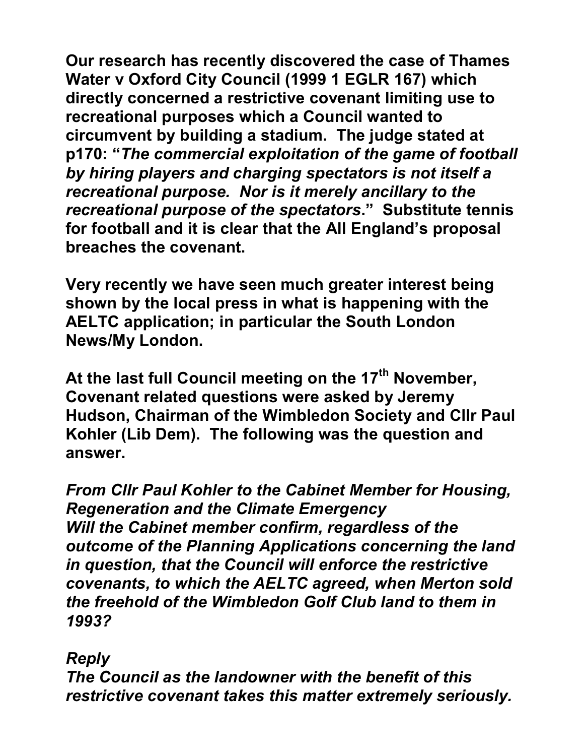**Our research has recently discovered the case of Thames Water v Oxford City Council (1999 1 EGLR 167) which directly concerned a restrictive covenant limiting use to recreational purposes which a Council wanted to circumvent by building a stadium. The judge stated at p170: "*The commercial exploitation of the game of football by hiring players and charging spectators is not itself a recreational purpose. Nor is it merely ancillary to the recreational purpose of the spectators*." Substitute tennis for football and it is clear that the All England's proposal breaches the covenant.**

**Very recently we have seen much greater interest being shown by the local press in what is happening with the AELTC application; in particular the South London News/My London.**

**At the last full Council meeting on the 17th November, Covenant related questions were asked by Jeremy Hudson, Chairman of the Wimbledon Society and Cllr Paul Kohler (Lib Dem). The following was the question and answer.**

***From Cllr Paul Kohler to the Cabinet Member for Housing, Regeneration and the Climate Emergency***
***Will the Cabinet member confirm, regardless of the outcome of the Planning Applications concerning the land in question, that the Council will enforce the restrictive covenants, to which the AELTC agreed, when Merton sold the freehold of the Wimbledon Golf Club land to them in 1993?***

***Reply***
***The Council as the landowner with the benefit of this restrictive covenant takes this matter extremely seriously.***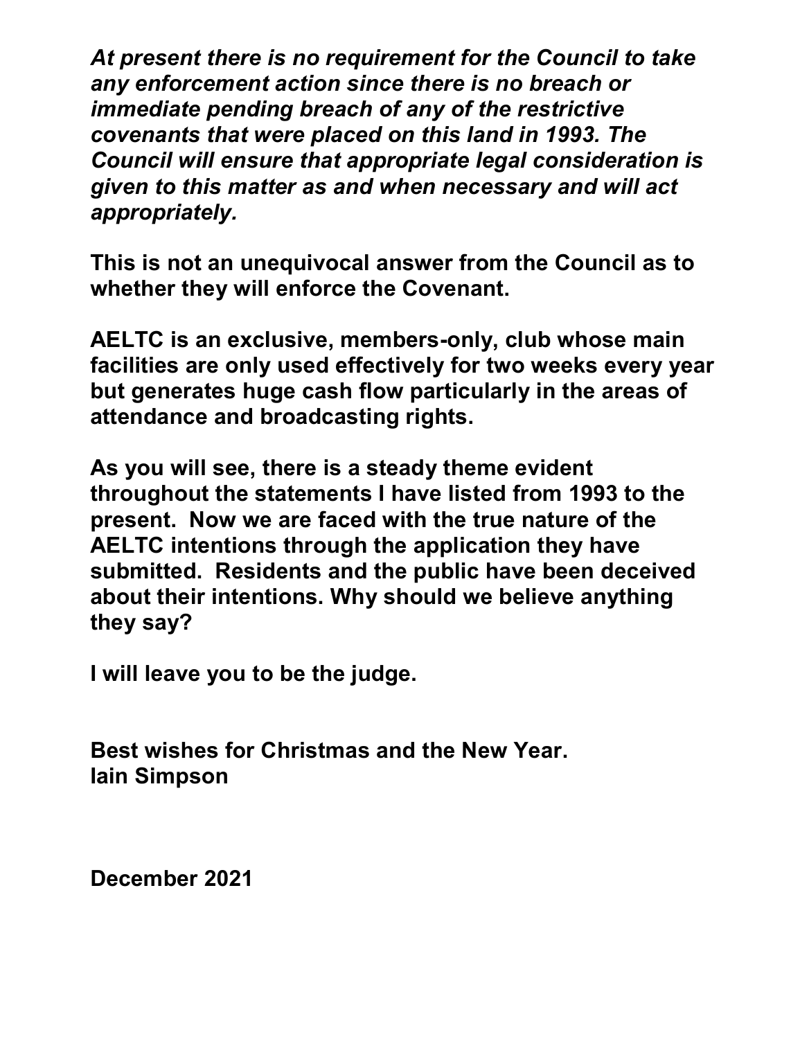***At present there is no requirement for the Council to take any enforcement action since there is no breach or immediate pending breach of any of the restrictive covenants that were placed on this land in 1993. The Council will ensure that appropriate legal consideration is given to this matter as and when necessary and will act appropriately.***

**This is not an unequivocal answer from the Council as to whether they will enforce the Covenant.**

**AELTC is an exclusive, members-only, club whose main facilities are only used effectively for two weeks every year but generates huge cash flow particularly in the areas of attendance and broadcasting rights.**

**As you will see, there is a steady theme evident throughout the statements I have listed from 1993 to the present. Now we are faced with the true nature of the AELTC intentions through the application they have submitted. Residents and the public have been deceived about their intentions. Why should we believe anything they say?**

**I will leave you to be the judge.**

**Best wishes for Christmas and the New Year.**
**Iain Simpson**

**December 2021**